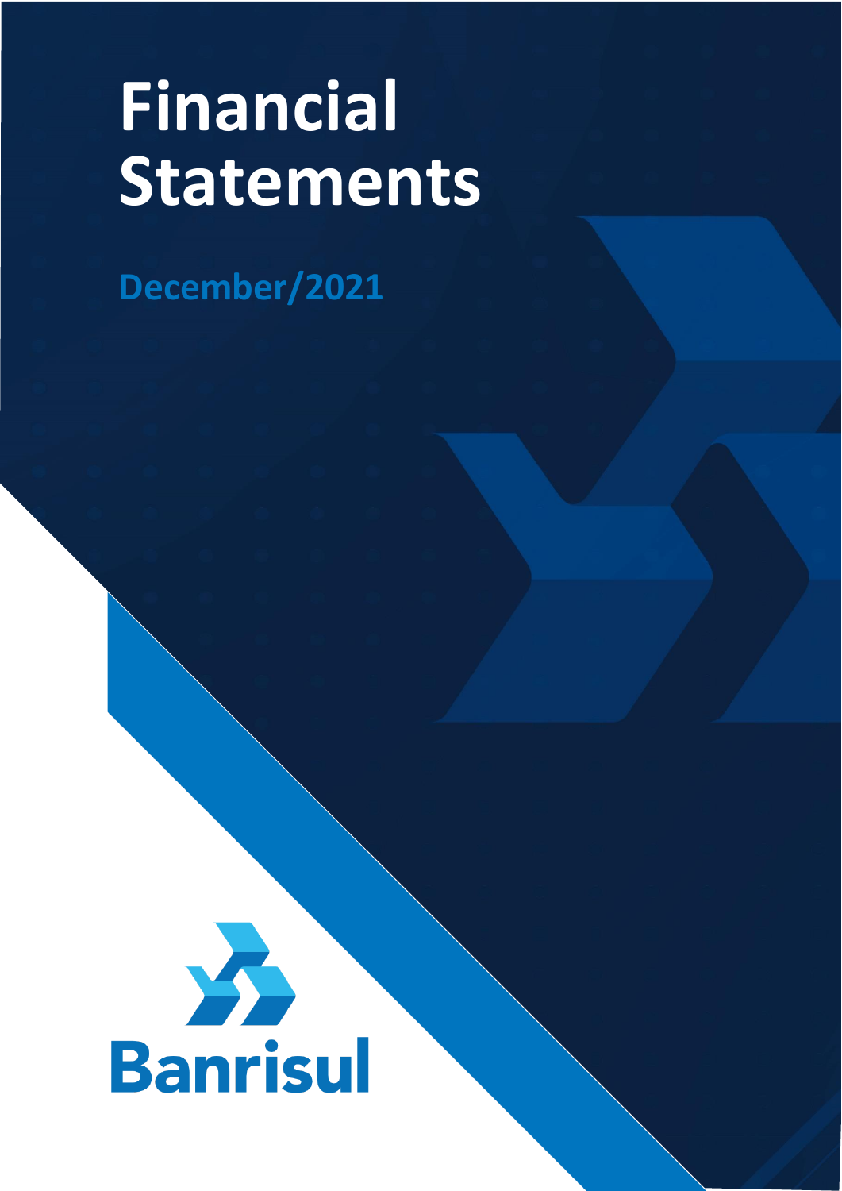# Financial Statements

## December/2021

Banrisul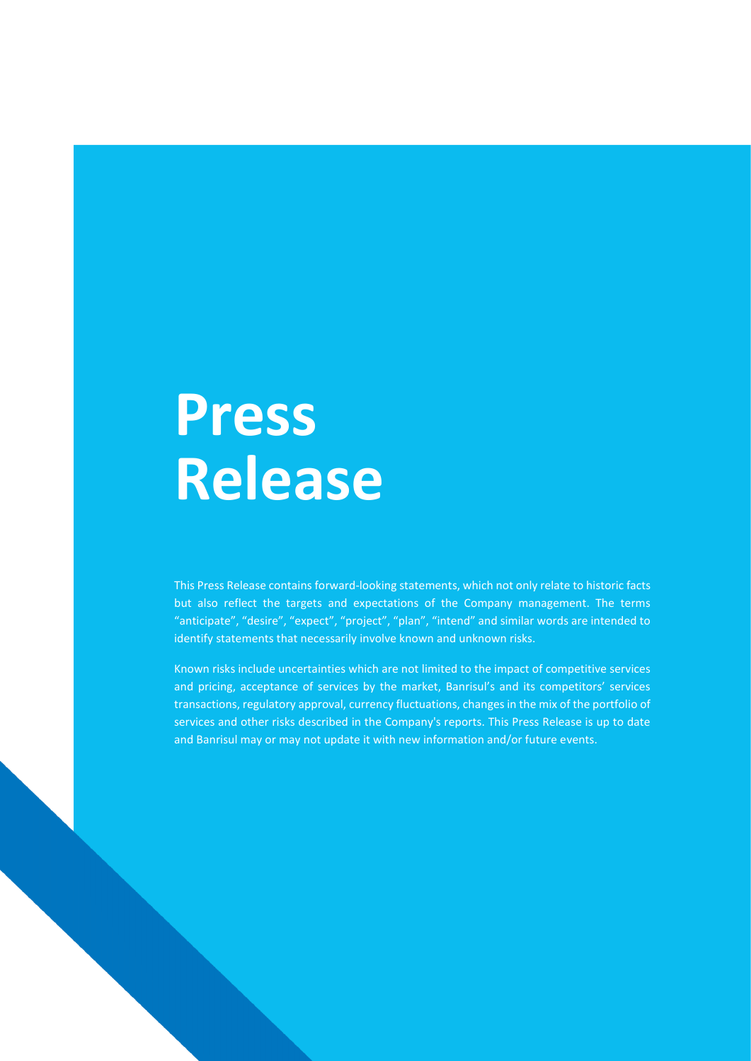# Press Release

This Press Release contains forward-looking statements, which not only relate to historic facts but also reflect the targets and expectations of the Company management. The terms "anticipate", "desire", "expect", "project", "plan", "intend" and similar words are intended to identify statements that necessarily involve known and unknown risks.

Known risks include uncertainties which are not limited to the impact of competitive services and pricing, acceptance of services by the market, Banrisul's and its competitors' services transactions, regulatory approval, currency fluctuations, changes in the mix of the portfolio of services and other risks described in the Company's reports. This Press Release is up to date and Banrisul may or may not update it with new information and/or future events.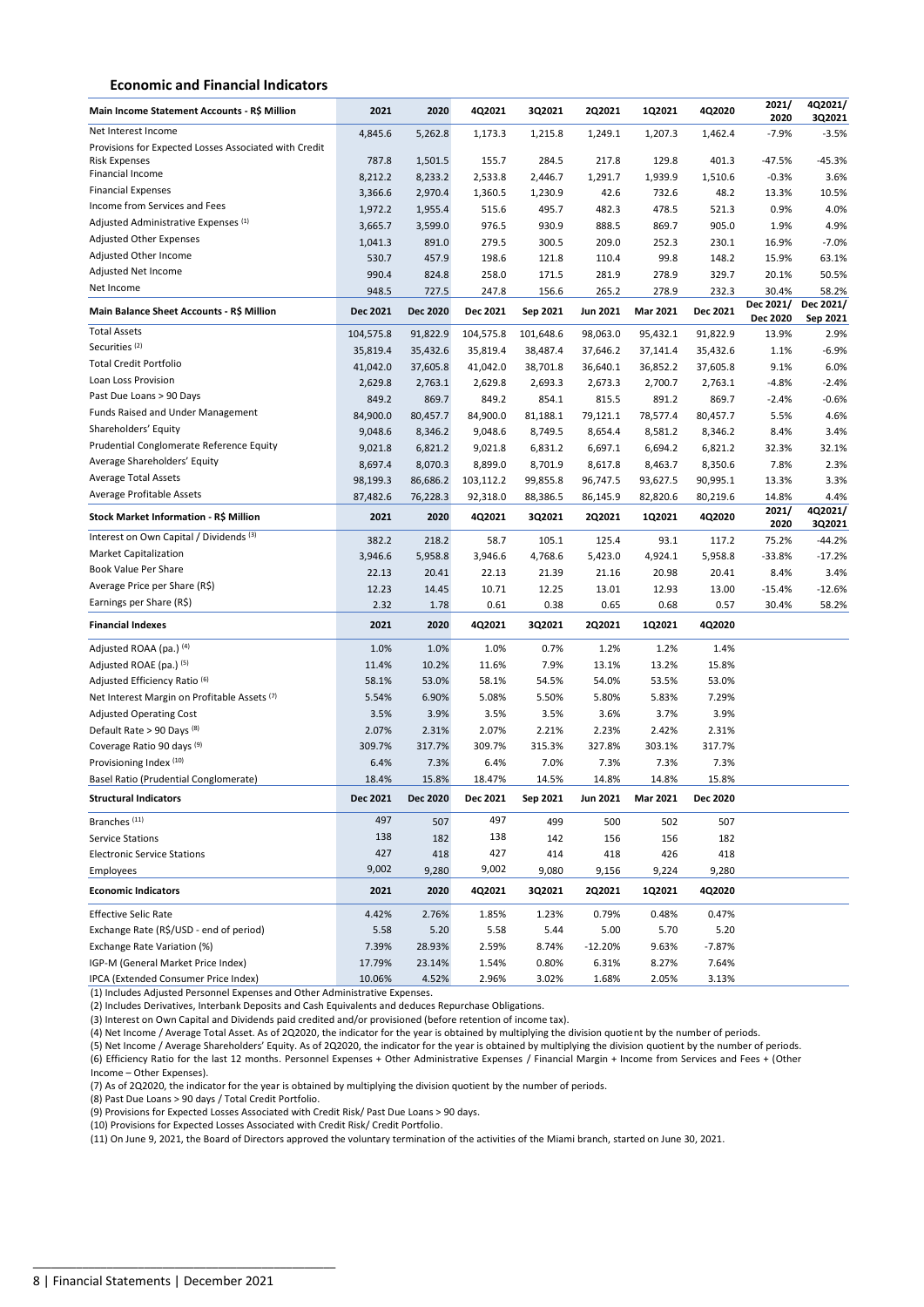## Economic and Financial Indicators

| Main Income Statement Accounts - R$ Million | 2021 | 2020 | 4Q2021 | 3Q2021 | 2Q2021 | 1Q2021 | 4Q2020 | 2021/ 2020 | 4Q2021/ 3Q2021 |
|---|---|---|---|---|---|---|---|---|---|
| Net Interest Income | 4,845.6 | 5,262.8 | 1,173.3 | 1,215.8 | 1,249.1 | 1,207.3 | 1,462.4 | -7.9% | -3.5% |
| Provisions for Expected Losses Associated with Credit Risk Expenses | 787.8 | 1,501.5 | 155.7 | 284.5 | 217.8 | 129.8 | 401.3 | -47.5% | -45.3% |
| Financial Income | 8,212.2 | 8,233.2 | 2,533.8 | 2,446.7 | 1,291.7 | 1,939.9 | 1,510.6 | -0.3% | 3.6% |
| Financial Expenses | 3,366.6 | 2,970.4 | 1,360.5 | 1,230.9 | 42.6 | 732.6 | 48.2 | 13.3% | 10.5% |
| Income from Services and Fees | 1,972.2 | 1,955.4 | 515.6 | 495.7 | 482.3 | 478.5 | 521.3 | 0.9% | 4.0% |
| Adjusted Administrative Expenses (1) | 3,665.7 | 3,599.0 | 976.5 | 930.9 | 888.5 | 869.7 | 905.0 | 1.9% | 4.9% |
| Adjusted Other Expenses | 1,041.3 | 891.0 | 279.5 | 300.5 | 209.0 | 252.3 | 230.1 | 16.9% | -7.0% |
| Adjusted Other Income | 530.7 | 457.9 | 198.6 | 121.8 | 110.4 | 99.8 | 148.2 | 15.9% | 63.1% |
| Adjusted Net Income | 990.4 | 824.8 | 258.0 | 171.5 | 281.9 | 278.9 | 329.7 | 20.1% | 50.5% |
| Net Income | 948.5 | 727.5 | 247.8 | 156.6 | 265.2 | 278.9 | 232.3 | 30.4% | 58.2% |
| **Main Balance Sheet Accounts - R$ Million** | **Dec 2021** | **Dec 2020** | **Dec 2021** | **Sep 2021** | **Jun 2021** | **Mar 2021** | **Dec 2021** | **Dec 2021/ Dec 2020** | **Dec 2021/ Sep 2021** |
| Total Assets | 104,575.8 | 91,822.9 | 104,575.8 | 101,648.6 | 98,063.0 | 95,432.1 | 91,822.9 | 13.9% | 2.9% |
| Securities (2) | 35,819.4 | 35,432.6 | 35,819.4 | 38,487.4 | 37,646.2 | 37,141.4 | 35,432.6 | 1.1% | -6.9% |
| Total Credit Portfolio | 41,042.0 | 37,605.8 | 41,042.0 | 38,701.8 | 36,640.1 | 36,852.2 | 37,605.8 | 9.1% | 6.0% |
| Loan Loss Provision | 2,629.8 | 2,763.1 | 2,629.8 | 2,693.3 | 2,673.3 | 2,700.7 | 2,763.1 | -4.8% | -2.4% |
| Past Due Loans > 90 Days | 849.2 | 869.7 | 849.2 | 854.1 | 815.5 | 891.2 | 869.7 | -2.4% | -0.6% |
| Funds Raised and Under Management | 84,900.0 | 80,457.7 | 84,900.0 | 81,188.1 | 79,121.1 | 78,577.4 | 80,457.7 | 5.5% | 4.6% |
| Shareholders' Equity | 9,048.6 | 8,346.2 | 9,048.6 | 8,749.5 | 8,654.4 | 8,581.2 | 8,346.2 | 8.4% | 3.4% |
| Prudential Conglomerate Reference Equity | 9,021.8 | 6,821.2 | 9,021.8 | 6,831.2 | 6,697.1 | 6,694.2 | 6,821.2 | 32.3% | 32.1% |
| Average Shareholders' Equity | 8,697.4 | 8,070.3 | 8,899.0 | 8,701.9 | 8,617.8 | 8,463.7 | 8,350.6 | 7.8% | 2.3% |
| Average Total Assets | 98,199.3 | 86,686.2 | 103,112.2 | 99,855.8 | 96,747.5 | 93,627.5 | 90,995.1 | 13.3% | 3.3% |
| Average Profitable Assets | 87,482.6 | 76,228.3 | 92,318.0 | 88,386.5 | 86,145.9 | 82,820.6 | 80,219.6 | 14.8% | 4.4% |
| **Stock Market Information - R$ Million** | **2021** | **2020** | **4Q2021** | **3Q2021** | **2Q2021** | **1Q2021** | **4Q2020** | **2021/ 2020** | **4Q2021/ 3Q2021** |
| Interest on Own Capital / Dividends (3) | 382.2 | 218.2 | 58.7 | 105.1 | 125.4 | 93.1 | 117.2 | 75.2% | -44.2% |
| Market Capitalization | 3,946.6 | 5,958.8 | 3,946.6 | 4,768.6 | 5,423.0 | 4,924.1 | 5,958.8 | -33.8% | -17.2% |
| Book Value Per Share | 22.13 | 20.41 | 22.13 | 21.39 | 21.16 | 20.98 | 20.41 | 8.4% | 3.4% |
| Average Price per Share (R$) | 12.23 | 14.45 | 10.71 | 12.25 | 13.01 | 12.93 | 13.00 | -15.4% | -12.6% |
| Earnings per Share (R$) | 2.32 | 1.78 | 0.61 | 0.38 | 0.65 | 0.68 | 0.57 | 30.4% | 58.2% |
| **Financial Indexes** | **2021** | **2020** | **4Q2021** | **3Q2021** | **2Q2021** | **1Q2021** | **4Q2020** | | |
| Adjusted ROAA (pa.) (4) | 1.0% | 1.0% | 1.0% | 0.7% | 1.2% | 1.2% | 1.4% | | |
| Adjusted ROAE (pa.) (5) | 11.4% | 10.2% | 11.6% | 7.9% | 13.1% | 13.2% | 15.8% | | |
| Adjusted Efficiency Ratio (6) | 58.1% | 53.0% | 58.1% | 54.5% | 54.0% | 53.5% | 53.0% | | |
| Net Interest Margin on Profitable Assets (7) | 5.54% | 6.90% | 5.08% | 5.50% | 5.80% | 5.83% | 7.29% | | |
| Adjusted Operating Cost | 3.5% | 3.9% | 3.5% | 3.5% | 3.6% | 3.7% | 3.9% | | |
| Default Rate > 90 Days (8) | 2.07% | 2.31% | 2.07% | 2.21% | 2.23% | 2.42% | 2.31% | | |
| Coverage Ratio 90 days (9) | 309.7% | 317.7% | 309.7% | 315.3% | 327.8% | 303.1% | 317.7% | | |
| Provisioning Index (10) | 6.4% | 7.3% | 6.4% | 7.0% | 7.3% | 7.3% | 7.3% | | |
| Basel Ratio (Prudential Conglomerate) | 18.4% | 15.8% | 18.47% | 14.5% | 14.8% | 14.8% | 15.8% | | |
| **Structural Indicators** | **Dec 2021** | **Dec 2020** | **Dec 2021** | **Sep 2021** | **Jun 2021** | **Mar 2021** | **Dec 2020** | | |
| Branches (11) | 497 | 507 | 497 | 499 | 500 | 502 | 507 | | |
| Service Stations | 138 | 182 | 138 | 142 | 156 | 156 | 182 | | |
| Electronic Service Stations | 427 | 418 | 427 | 414 | 418 | 426 | 418 | | |
| Employees | 9,002 | 9,280 | 9,002 | 9,080 | 9,156 | 9,224 | 9,280 | | |
| **Economic Indicators** | **2021** | **2020** | **4Q2021** | **3Q2021** | **2Q2021** | **1Q2021** | **4Q2020** | | |
| Effective Selic Rate | 4.42% | 2.76% | 1.85% | 1.23% | 0.79% | 0.48% | 0.47% | | |
| Exchange Rate (R$/USD - end of period) | 5.58 | 5.20 | 5.58 | 5.44 | 5.00 | 5.70 | 5.20 | | |
| Exchange Rate Variation (%) | 7.39% | 28.93% | 2.59% | 8.74% | -12.20% | 9.63% | -7.87% | | |
| IGP-M (General Market Price Index) | 17.79% | 23.14% | 1.54% | 0.80% | 6.31% | 8.27% | 7.64% | | |
| IPCA (Extended Consumer Price Index) | 10.06% | 4.52% | 2.96% | 3.02% | 1.68% | 2.05% | 3.13% | | |

(1) Includes Adjusted Personnel Expenses and Other Administrative Expenses.

(2) Includes Derivatives, Interbank Deposits and Cash Equivalents and deduces Repurchase Obligations.

(3) Interest on Own Capital and Dividends paid credited and/or provisioned (before retention of income tax).

(4) Net Income / Average Total Asset. As of 2Q2020, the indicator for the year is obtained by multiplying the division quotient by the number of periods.

(5) Net Income / Average Shareholders' Equity. As of 2Q2020, the indicator for the year is obtained by multiplying the division quotient by the number of periods.

(6) Efficiency Ratio for the last 12 months. Personnel Expenses + Other Administrative Expenses / Financial Margin + Income from Services and Fees + (Other Income – Other Expenses).

(7) As of 2Q2020, the indicator for the year is obtained by multiplying the division quotient by the number of periods.

(8) Past Due Loans > 90 days / Total Credit Portfolio.

(9) Provisions for Expected Losses Associated with Credit Risk/ Past Due Loans > 90 days.

(10) Provisions for Expected Losses Associated with Credit Risk/ Credit Portfolio.

(11) On June 9, 2021, the Board of Directors approved the voluntary termination of the activities of the Miami branch, started on June 30, 2021.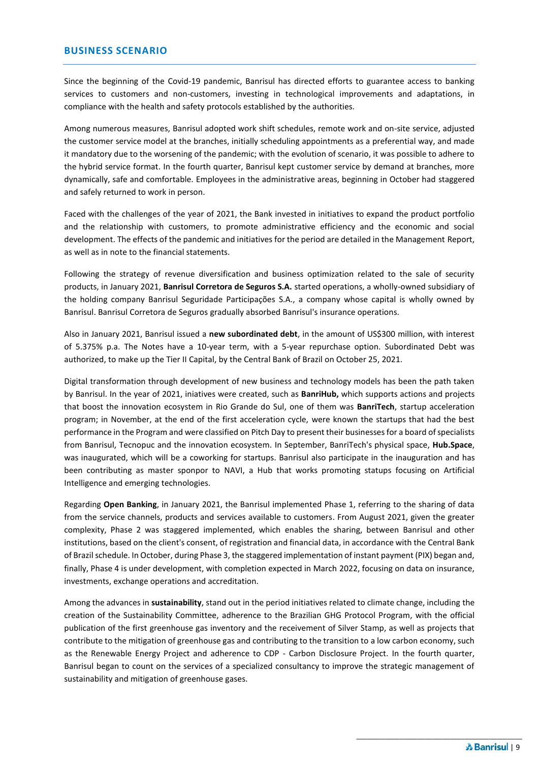## BUSINESS SCENARIO

Since the beginning of the Covid-19 pandemic, Banrisul has directed efforts to guarantee access to banking services to customers and non-customers, investing in technological improvements and adaptations, in compliance with the health and safety protocols established by the authorities.

Among numerous measures, Banrisul adopted work shift schedules, remote work and on-site service, adjusted the customer service model at the branches, initially scheduling appointments as a preferential way, and made it mandatory due to the worsening of the pandemic; with the evolution of scenario, it was possible to adhere to the hybrid service format. In the fourth quarter, Banrisul kept customer service by demand at branches, more dynamically, safe and comfortable. Employees in the administrative areas, beginning in October had staggered and safely returned to work in person.

Faced with the challenges of the year of 2021, the Bank invested in initiatives to expand the product portfolio and the relationship with customers, to promote administrative efficiency and the economic and social development. The effects of the pandemic and initiatives for the period are detailed in the Management Report, as well as in note to the financial statements.

Following the strategy of revenue diversification and business optimization related to the sale of security products, in January 2021, **Banrisul Corretora de Seguros S.A.** started operations, a wholly-owned subsidiary of the holding company Banrisul Seguridade Participações S.A., a company whose capital is wholly owned by Banrisul. Banrisul Corretora de Seguros gradually absorbed Banrisul's insurance operations.

Also in January 2021, Banrisul issued a **new subordinated debt**, in the amount of US$300 million, with interest of 5.375% p.a. The Notes have a 10-year term, with a 5-year repurchase option. Subordinated Debt was authorized, to make up the Tier II Capital, by the Central Bank of Brazil on October 25, 2021.

Digital transformation through development of new business and technology models has been the path taken by Banrisul. In the year of 2021, iniatives were created, such as **BanriHub,** which supports actions and projects that boost the innovation ecosystem in Rio Grande do Sul, one of them was **BanriTech**, startup acceleration program; in November, at the end of the first acceleration cycle, were known the startups that had the best performance in the Program and were classified on Pitch Day to present their businesses for a board of specialists from Banrisul, Tecnopuc and the innovation ecosystem. In September, BanriTech's physical space, **Hub.Space**, was inaugurated, which will be a coworking for startups. Banrisul also participate in the inauguration and has been contributing as master sponpor to NAVI, a Hub that works promoting statups focusing on Artificial Intelligence and emerging technologies.

Regarding **Open Banking**, in January 2021, the Banrisul implemented Phase 1, referring to the sharing of data from the service channels, products and services available to customers. From August 2021, given the greater complexity, Phase 2 was staggered implemented, which enables the sharing, between Banrisul and other institutions, based on the client's consent, of registration and financial data, in accordance with the Central Bank of Brazil schedule. In October, during Phase 3, the staggered implementation of instant payment (PIX) began and, finally, Phase 4 is under development, with completion expected in March 2022, focusing on data on insurance, investments, exchange operations and accreditation.

Among the advances in **sustainability**, stand out in the period initiatives related to climate change, including the creation of the Sustainability Committee, adherence to the Brazilian GHG Protocol Program, with the official publication of the first greenhouse gas inventory and the receivement of Silver Stamp, as well as projects that contribute to the mitigation of greenhouse gas and contributing to the transition to a low carbon economy, such as the Renewable Energy Project and adherence to CDP - Carbon Disclosure Project. In the fourth quarter, Banrisul began to count on the services of a specialized consultancy to improve the strategic management of sustainability and mitigation of greenhouse gases.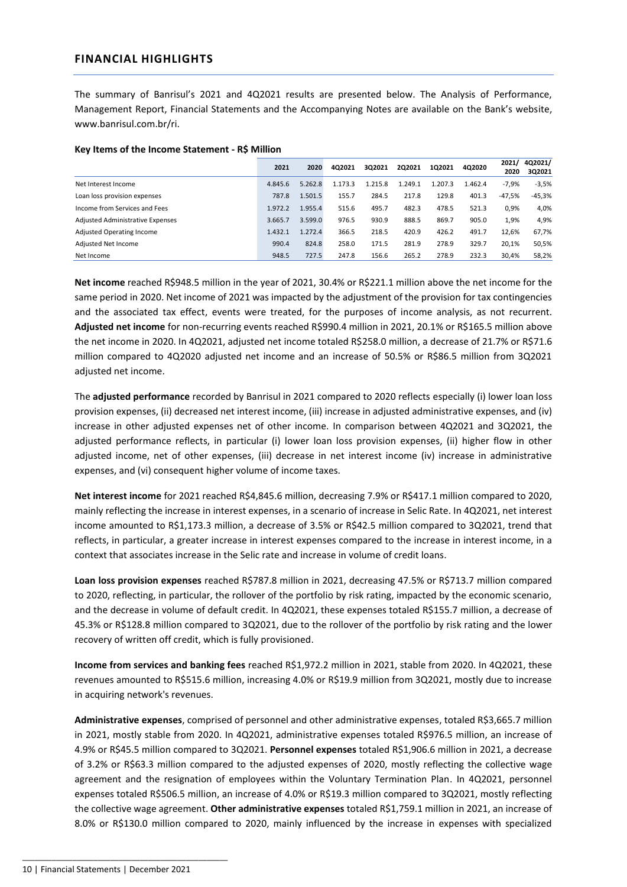## FINANCIAL HIGHLIGHTS

The summary of Banrisul's 2021 and 4Q2021 results are presented below. The Analysis of Performance, Management Report, Financial Statements and the Accompanying Notes are available on the Bank's website, www.banrisul.com.br/ri.

**Key Items of the Income Statement - R$ Million**

| | 2021 | 2020 | 4Q2021 | 3Q2021 | 2Q2021 | 1Q2021 | 4Q2020 | 2021/ 2020 | 4Q2021/ 3Q2021 |
|---|---|---|---|---|---|---|---|---|---|
| Net Interest Income | 4.845.6 | 5.262.8 | 1.173.3 | 1.215.8 | 1.249.1 | 1.207.3 | 1.462.4 | -7,9% | -3,5% |
| Loan loss provision expenses | 787.8 | 1.501.5 | 155.7 | 284.5 | 217.8 | 129.8 | 401.3 | -47,5% | -45,3% |
| Income from Services and Fees | 1.972.2 | 1.955.4 | 515.6 | 495.7 | 482.3 | 478.5 | 521.3 | 0,9% | 4,0% |
| Adjusted Administrative Expenses | 3.665.7 | 3.599.0 | 976.5 | 930.9 | 888.5 | 869.7 | 905.0 | 1,9% | 4,9% |
| Adjusted Operating Income | 1.432.1 | 1.272.4 | 366.5 | 218.5 | 420.9 | 426.2 | 491.7 | 12,6% | 67,7% |
| Adjusted Net Income | 990.4 | 824.8 | 258.0 | 171.5 | 281.9 | 278.9 | 329.7 | 20,1% | 50,5% |
| Net Income | 948.5 | 727.5 | 247.8 | 156.6 | 265.2 | 278.9 | 232.3 | 30,4% | 58,2% |

**Net income** reached R$948.5 million in the year of 2021, 30.4% or R$221.1 million above the net income for the same period in 2020. Net income of 2021 was impacted by the adjustment of the provision for tax contingencies and the associated tax effect, events were treated, for the purposes of income analysis, as not recurrent. **Adjusted net income** for non-recurring events reached R$990.4 million in 2021, 20.1% or R$165.5 million above the net income in 2020. In 4Q2021, adjusted net income totaled R$258.0 million, a decrease of 21.7% or R$71.6 million compared to 4Q2020 adjusted net income and an increase of 50.5% or R$86.5 million from 3Q2021 adjusted net income.

The **adjusted performance** recorded by Banrisul in 2021 compared to 2020 reflects especially (i) lower loan loss provision expenses, (ii) decreased net interest income, (iii) increase in adjusted administrative expenses, and (iv) increase in other adjusted expenses net of other income. In comparison between 4Q2021 and 3Q2021, the adjusted performance reflects, in particular (i) lower loan loss provision expenses, (ii) higher flow in other adjusted income, net of other expenses, (iii) decrease in net interest income (iv) increase in administrative expenses, and (vi) consequent higher volume of income taxes.

**Net interest income** for 2021 reached R$4,845.6 million, decreasing 7.9% or R$417.1 million compared to 2020, mainly reflecting the increase in interest expenses, in a scenario of increase in Selic Rate. In 4Q2021, net interest income amounted to R$1,173.3 million, a decrease of 3.5% or R$42.5 million compared to 3Q2021, trend that reflects, in particular, a greater increase in interest expenses compared to the increase in interest income, in a context that associates increase in the Selic rate and increase in volume of credit loans.

**Loan loss provision expenses** reached R$787.8 million in 2021, decreasing 47.5% or R$713.7 million compared to 2020, reflecting, in particular, the rollover of the portfolio by risk rating, impacted by the economic scenario, and the decrease in volume of default credit. In 4Q2021, these expenses totaled R$155.7 million, a decrease of 45.3% or R$128.8 million compared to 3Q2021, due to the rollover of the portfolio by risk rating and the lower recovery of written off credit, which is fully provisioned.

**Income from services and banking fees** reached R$1,972.2 million in 2021, stable from 2020. In 4Q2021, these revenues amounted to R$515.6 million, increasing 4.0% or R$19.9 million from 3Q2021, mostly due to increase in acquiring network's revenues.

**Administrative expenses**, comprised of personnel and other administrative expenses, totaled R$3,665.7 million in 2021, mostly stable from 2020. In 4Q2021, administrative expenses totaled R$976.5 million, an increase of 4.9% or R$45.5 million compared to 3Q2021. **Personnel expenses** totaled R$1,906.6 million in 2021, a decrease of 3.2% or R$63.3 million compared to the adjusted expenses of 2020, mostly reflecting the collective wage agreement and the resignation of employees within the Voluntary Termination Plan. In 4Q2021, personnel expenses totaled R$506.5 million, an increase of 4.0% or R$19.3 million compared to 3Q2021, mostly reflecting the collective wage agreement. **Other administrative expenses** totaled R$1,759.1 million in 2021, an increase of 8.0% or R$130.0 million compared to 2020, mainly influenced by the increase in expenses with specialized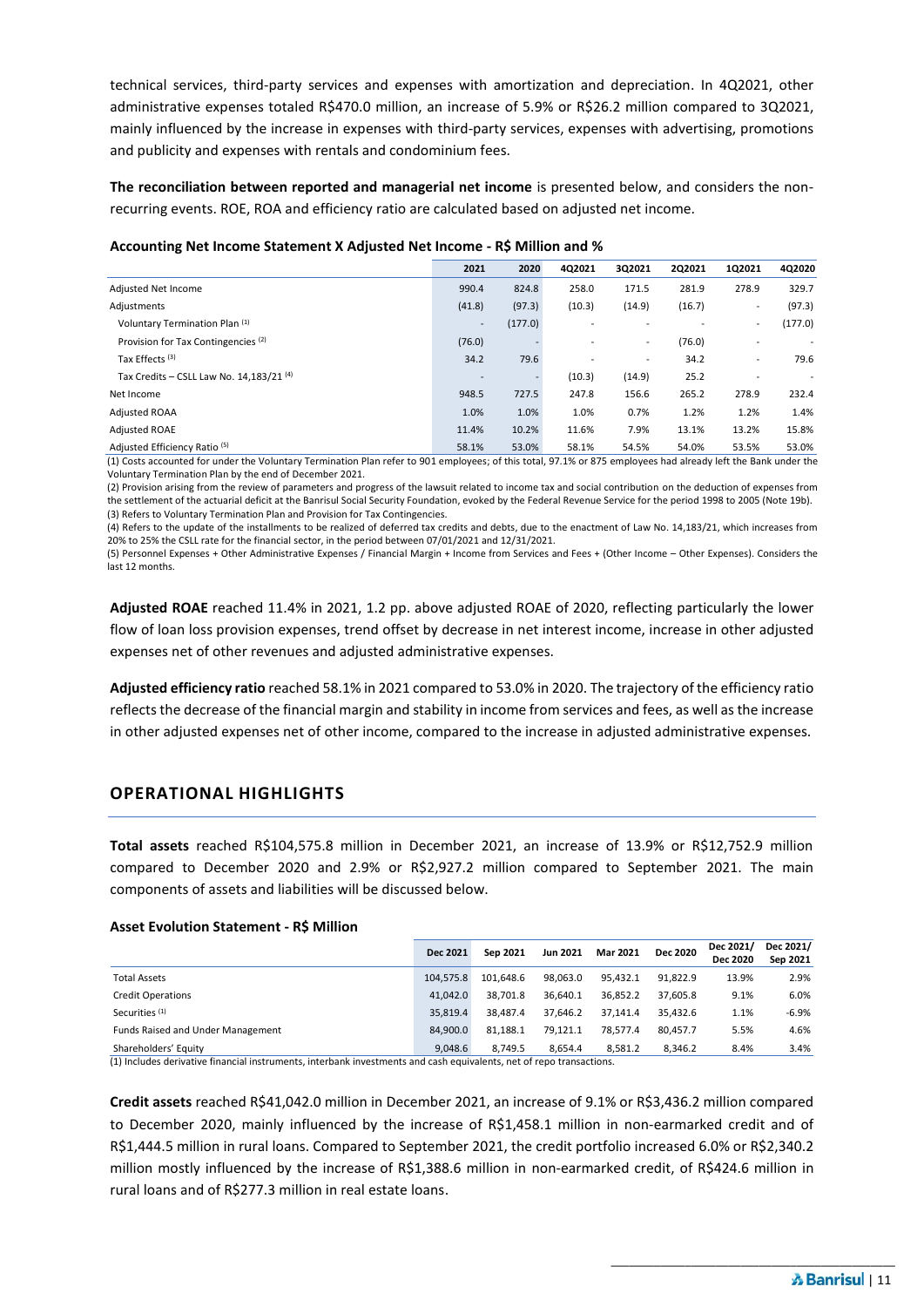technical services, third-party services and expenses with amortization and depreciation. In 4Q2021, other administrative expenses totaled R$470.0 million, an increase of 5.9% or R$26.2 million compared to 3Q2021, mainly influenced by the increase in expenses with third-party services, expenses with advertising, promotions and publicity and expenses with rentals and condominium fees.

**The reconciliation between reported and managerial net income** is presented below, and considers the non-recurring events. ROE, ROA and efficiency ratio are calculated based on adjusted net income.

**Accounting Net Income Statement X Adjusted Net Income - R$ Million and %**

| | 2021 | 2020 | 4Q2021 | 3Q2021 | 2Q2021 | 1Q2021 | 4Q2020 |
|---|---|---|---|---|---|---|---|
| Adjusted Net Income | 990.4 | 824.8 | 258.0 | 171.5 | 281.9 | 278.9 | 329.7 |
| Adjustments | (41.8) | (97.3) | (10.3) | (14.9) | (16.7) | - | (97.3) |
| Voluntary Termination Plan [1] | - | (177.0) | - | - | - | - | (177.0) |
| Provision for Tax Contingencies [2] | (76.0) | - | - | - | (76.0) | - | - |
| Tax Effects [3] | 34.2 | 79.6 | - | - | 34.2 | - | 79.6 |
| Tax Credits – CSLL Law No. 14,183/21 [4] | - | - | (10.3) | (14.9) | 25.2 | - | - |
| Net Income | 948.5 | 727.5 | 247.8 | 156.6 | 265.2 | 278.9 | 232.4 |
| Adjusted ROAA | 1.0% | 1.0% | 1.0% | 0.7% | 1.2% | 1.2% | 1.4% |
| Adjusted ROAE | 11.4% | 10.2% | 11.6% | 7.9% | 13.1% | 13.2% | 15.8% |
| Adjusted Efficiency Ratio [5] | 58.1% | 53.0% | 58.1% | 54.5% | 54.0% | 53.5% | 53.0% |

(1) Costs accounted for under the Voluntary Termination Plan refer to 901 employees; of this total, 97.1% or 875 employees had already left the Bank under the Voluntary Termination Plan by the end of December 2021.
(2) Provision arising from the review of parameters and progress of the lawsuit related to income tax and social contribution on the deduction of expenses from the settlement of the actuarial deficit at the Banrisul Social Security Foundation, evoked by the Federal Revenue Service for the period 1998 to 2005 (Note 19b).
(3) Refers to Voluntary Termination Plan and Provision for Tax Contingencies.
(4) Refers to the update of the installments to be realized of deferred tax credits and debts, due to the enactment of Law No. 14,183/21, which increases from 20% to 25% the CSLL rate for the financial sector, in the period between 07/01/2021 and 12/31/2021.
(5) Personnel Expenses + Other Administrative Expenses / Financial Margin + Income from Services and Fees + (Other Income – Other Expenses). Considers the last 12 months.

**Adjusted ROAE** reached 11.4% in 2021, 1.2 pp. above adjusted ROAE of 2020, reflecting particularly the lower flow of loan loss provision expenses, trend offset by decrease in net interest income, increase in other adjusted expenses net of other revenues and adjusted administrative expenses.

**Adjusted efficiency ratio** reached 58.1% in 2021 compared to 53.0% in 2020. The trajectory of the efficiency ratio reflects the decrease of the financial margin and stability in income from services and fees, as well as the increase in other adjusted expenses net of other income, compared to the increase in adjusted administrative expenses.

## OPERATIONAL HIGHLIGHTS

**Total assets** reached R$104,575.8 million in December 2021, an increase of 13.9% or R$12,752.9 million compared to December 2020 and 2.9% or R$2,927.2 million compared to September 2021. The main components of assets and liabilities will be discussed below.

**Asset Evolution Statement - R$ Million**

| | Dec 2021 | Sep 2021 | Jun 2021 | Mar 2021 | Dec 2020 | Dec 2021/ Dec 2020 | Dec 2021/ Sep 2021 |
|---|---|---|---|---|---|---|---|
| Total Assets | 104,575.8 | 101,648.6 | 98,063.0 | 95,432.1 | 91,822.9 | 13.9% | 2.9% |
| Credit Operations | 41,042.0 | 38,701.8 | 36,640.1 | 36,852.2 | 37,605.8 | 9.1% | 6.0% |
| Securities [1] | 35,819.4 | 38,487.4 | 37,646.2 | 37,141.4 | 35,432.6 | 1.1% | -6.9% |
| Funds Raised and Under Management | 84,900.0 | 81,188.1 | 79,121.1 | 78,577.4 | 80,457.7 | 5.5% | 4.6% |
| Shareholders' Equity | 9,048.6 | 8,749.5 | 8,654.4 | 8,581.2 | 8,346.2 | 8.4% | 3.4% |

(1) Includes derivative financial instruments, interbank investments and cash equivalents, net of repo transactions.

**Credit assets** reached R$41,042.0 million in December 2021, an increase of 9.1% or R$3,436.2 million compared to December 2020, mainly influenced by the increase of R$1,458.1 million in non-earmarked credit and of R$1,444.5 million in rural loans. Compared to September 2021, the credit portfolio increased 6.0% or R$2,340.2 million mostly influenced by the increase of R$1,388.6 million in non-earmarked credit, of R$424.6 million in rural loans and of R$277.3 million in real estate loans.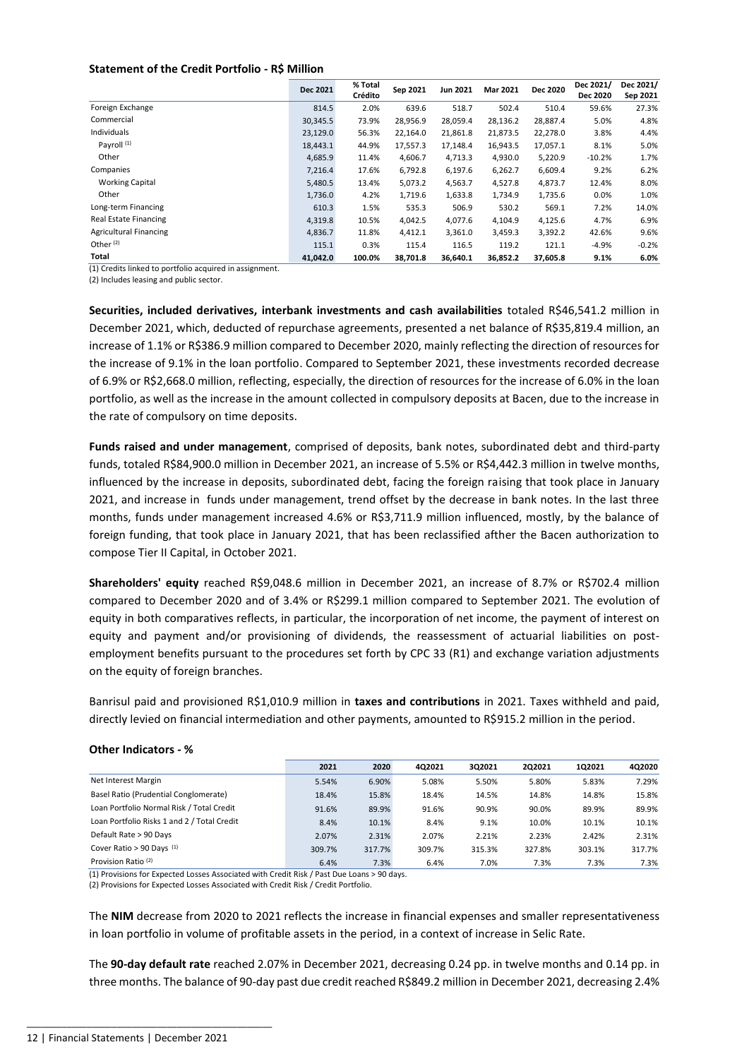**Statement of the Credit Portfolio - R$ Million**

| | Dec 2021 | % Total Crédito | Sep 2021 | Jun 2021 | Mar 2021 | Dec 2020 | Dec 2021/ Dec 2020 | Dec 2021/ Sep 2021 |
|---|---|---|---|---|---|---|---|---|
| Foreign Exchange | 814.5 | 2.0% | 639.6 | 518.7 | 502.4 | 510.4 | 59.6% | 27.3% |
| Commercial | 30,345.5 | 73.9% | 28,956.9 | 28,059.4 | 28,136.2 | 28,887.4 | 5.0% | 4.8% |
| Individuals | 23,129.0 | 56.3% | 22,164.0 | 21,861.8 | 21,873.5 | 22,278.0 | 3.8% | 4.4% |
| Payroll [1] | 18,443.1 | 44.9% | 17,557.3 | 17,148.4 | 16,943.5 | 17,057.1 | 8.1% | 5.0% |
| Other | 4,685.9 | 11.4% | 4,606.7 | 4,713.3 | 4,930.0 | 5,220.9 | -10.2% | 1.7% |
| Companies | 7,216.4 | 17.6% | 6,792.8 | 6,197.6 | 6,262.7 | 6,609.4 | 9.2% | 6.2% |
| Working Capital | 5,480.5 | 13.4% | 5,073.2 | 4,563.7 | 4,527.8 | 4,873.7 | 12.4% | 8.0% |
| Other | 1,736.0 | 4.2% | 1,719.6 | 1,633.8 | 1,734.9 | 1,735.6 | 0.0% | 1.0% |
| Long-term Financing | 610.3 | 1.5% | 535.3 | 506.9 | 530.2 | 569.1 | 7.2% | 14.0% |
| Real Estate Financing | 4,319.8 | 10.5% | 4,042.5 | 4,077.6 | 4,104.9 | 4,125.6 | 4.7% | 6.9% |
| Agricultural Financing | 4,836.7 | 11.8% | 4,412.1 | 3,361.0 | 3,459.3 | 3,392.2 | 42.6% | 9.6% |
| Other [2] | 115.1 | 0.3% | 115.4 | 116.5 | 119.2 | 121.1 | -4.9% | -0.2% |
| **Total** | **41,042.0** | **100.0%** | **38,701.8** | **36,640.1** | **36,852.2** | **37,605.8** | **9.1%** | **6.0%** |

(1) Credits linked to portfolio acquired in assignment.
(2) Includes leasing and public sector.

**Securities, included derivatives, interbank investments and cash availabilities** totaled R$46,541.2 million in December 2021, which, deducted of repurchase agreements, presented a net balance of R$35,819.4 million, an increase of 1.1% or R$386.9 million compared to December 2020, mainly reflecting the direction of resources for the increase of 9.1% in the loan portfolio. Compared to September 2021, these investments recorded decrease of 6.9% or R$2,668.0 million, reflecting, especially, the direction of resources for the increase of 6.0% in the loan portfolio, as well as the increase in the amount collected in compulsory deposits at Bacen, due to the increase in the rate of compulsory on time deposits.

**Funds raised and under management**, comprised of deposits, bank notes, subordinated debt and third-party funds, totaled R$84,900.0 million in December 2021, an increase of 5.5% or R$4,442.3 million in twelve months, influenced by the increase in deposits, subordinated debt, facing the foreign raising that took place in January 2021, and increase in funds under management, trend offset by the decrease in bank notes. In the last three months, funds under management increased 4.6% or R$3,711.9 million influenced, mostly, by the balance of foreign funding, that took place in January 2021, that has been reclassified afther the Bacen authorization to compose Tier II Capital, in October 2021.

**Shareholders' equity** reached R$9,048.6 million in December 2021, an increase of 8.7% or R$702.4 million compared to December 2020 and of 3.4% or R$299.1 million compared to September 2021. The evolution of equity in both comparatives reflects, in particular, the incorporation of net income, the payment of interest on equity and payment and/or provisioning of dividends, the reassessment of actuarial liabilities on post-employment benefits pursuant to the procedures set forth by CPC 33 (R1) and exchange variation adjustments on the equity of foreign branches.

Banrisul paid and provisioned R$1,010.9 million in **taxes and contributions** in 2021. Taxes withheld and paid, directly levied on financial intermediation and other payments, amounted to R$915.2 million in the period.

**Other Indicators - %**

| | 2021 | 2020 | 4Q2021 | 3Q2021 | 2Q2021 | 1Q2021 | 4Q2020 |
|---|---|---|---|---|---|---|---|
| Net Interest Margin | 5.54% | 6.90% | 5.08% | 5.50% | 5.80% | 5.83% | 7.29% |
| Basel Ratio (Prudential Conglomerate) | 18.4% | 15.8% | 18.4% | 14.5% | 14.8% | 14.8% | 15.8% |
| Loan Portfolio Normal Risk / Total Credit | 91.6% | 89.9% | 91.6% | 90.9% | 90.0% | 89.9% | 89.9% |
| Loan Portfolio Risks 1 and 2 / Total Credit | 8.4% | 10.1% | 8.4% | 9.1% | 10.0% | 10.1% | 10.1% |
| Default Rate > 90 Days | 2.07% | 2.31% | 2.07% | 2.21% | 2.23% | 2.42% | 2.31% |
| Cover Ratio > 90 Days [1] | 309.7% | 317.7% | 309.7% | 315.3% | 327.8% | 303.1% | 317.7% |
| Provision Ratio [2] | 6.4% | 7.3% | 6.4% | 7.0% | 7.3% | 7.3% | 7.3% |

(1) Provisions for Expected Losses Associated with Credit Risk / Past Due Loans > 90 days.
(2) Provisions for Expected Losses Associated with Credit Risk / Credit Portfolio.

The **NIM** decrease from 2020 to 2021 reflects the increase in financial expenses and smaller representativeness in loan portfolio in volume of profitable assets in the period, in a context of increase in Selic Rate.

The **90-day default rate** reached 2.07% in December 2021, decreasing 0.24 pp. in twelve months and 0.14 pp. in three months. The balance of 90-day past due credit reached R$849.2 million in December 2021, decreasing 2.4%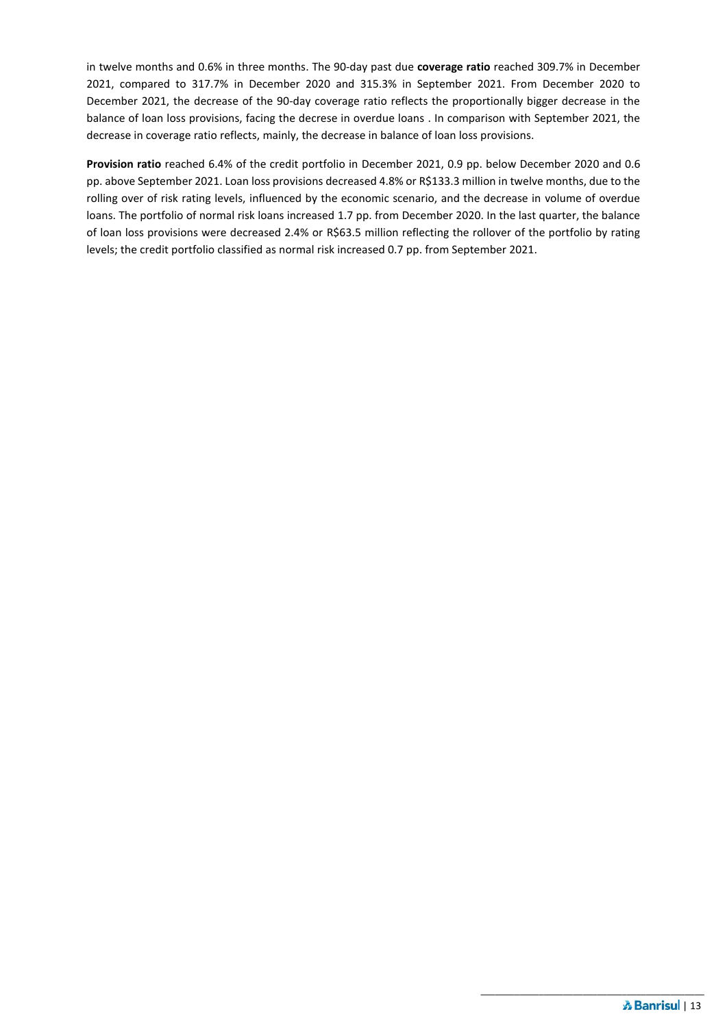in twelve months and 0.6% in three months. The 90-day past due **coverage ratio** reached 309.7% in December 2021, compared to 317.7% in December 2020 and 315.3% in September 2021. From December 2020 to December 2021, the decrease of the 90-day coverage ratio reflects the proportionally bigger decrease in the balance of loan loss provisions, facing the decrese in overdue loans . In comparison with September 2021, the decrease in coverage ratio reflects, mainly, the decrease in balance of loan loss provisions.

**Provision ratio** reached 6.4% of the credit portfolio in December 2021, 0.9 pp. below December 2020 and 0.6 pp. above September 2021. Loan loss provisions decreased 4.8% or R$133.3 million in twelve months, due to the rolling over of risk rating levels, influenced by the economic scenario, and the decrease in volume of overdue loans. The portfolio of normal risk loans increased 1.7 pp. from December 2020. In the last quarter, the balance of loan loss provisions were decreased 2.4% or R$63.5 million reflecting the rollover of the portfolio by rating levels; the credit portfolio classified as normal risk increased 0.7 pp. from September 2021.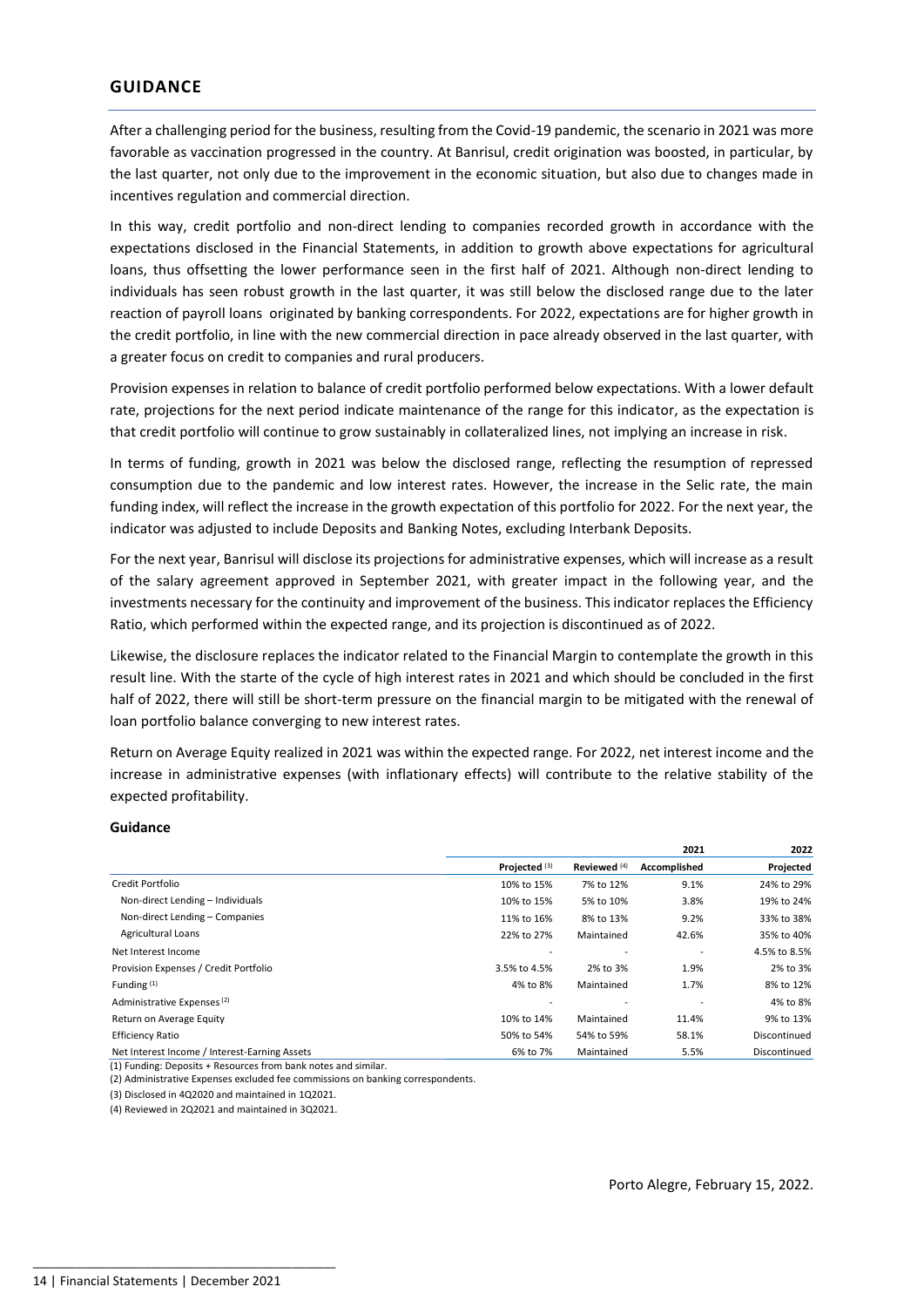## GUIDANCE

After a challenging period for the business, resulting from the Covid-19 pandemic, the scenario in 2021 was more favorable as vaccination progressed in the country. At Banrisul, credit origination was boosted, in particular, by the last quarter, not only due to the improvement in the economic situation, but also due to changes made in incentives regulation and commercial direction.

In this way, credit portfolio and non-direct lending to companies recorded growth in accordance with the expectations disclosed in the Financial Statements, in addition to growth above expectations for agricultural loans, thus offsetting the lower performance seen in the first half of 2021. Although non-direct lending to individuals has seen robust growth in the last quarter, it was still below the disclosed range due to the later reaction of payroll loans originated by banking correspondents. For 2022, expectations are for higher growth in the credit portfolio, in line with the new commercial direction in pace already observed in the last quarter, with a greater focus on credit to companies and rural producers.

Provision expenses in relation to balance of credit portfolio performed below expectations. With a lower default rate, projections for the next period indicate maintenance of the range for this indicator, as the expectation is that credit portfolio will continue to grow sustainably in collateralized lines, not implying an increase in risk.

In terms of funding, growth in 2021 was below the disclosed range, reflecting the resumption of repressed consumption due to the pandemic and low interest rates. However, the increase in the Selic rate, the main funding index, will reflect the increase in the growth expectation of this portfolio for 2022. For the next year, the indicator was adjusted to include Deposits and Banking Notes, excluding Interbank Deposits.

For the next year, Banrisul will disclose its projections for administrative expenses, which will increase as a result of the salary agreement approved in September 2021, with greater impact in the following year, and the investments necessary for the continuity and improvement of the business. This indicator replaces the Efficiency Ratio, which performed within the expected range, and its projection is discontinued as of 2022.

Likewise, the disclosure replaces the indicator related to the Financial Margin to contemplate the growth in this result line. With the starte of the cycle of high interest rates in 2021 and which should be concluded in the first half of 2022, there will still be short-term pressure on the financial margin to be mitigated with the renewal of loan portfolio balance converging to new interest rates.

Return on Average Equity realized in 2021 was within the expected range. For 2022, net interest income and the increase in administrative expenses (with inflationary effects) will contribute to the relative stability of the expected profitability.

**Guidance**

| | | | 2021 | 2022 |
|---|---|---|---|---|
| | Projected [3] | Reviewed [4] | Accomplished | Projected |
| Credit Portfolio | 10% to 15% | 7% to 12% | 9.1% | 24% to 29% |
| Non-direct Lending – Individuals | 10% to 15% | 5% to 10% | 3.8% | 19% to 24% |
| Non-direct Lending – Companies | 11% to 16% | 8% to 13% | 9.2% | 33% to 38% |
| Agricultural Loans | 22% to 27% | Maintained | 42.6% | 35% to 40% |
| Net Interest Income | - | - | - | 4.5% to 8.5% |
| Provision Expenses / Credit Portfolio | 3.5% to 4.5% | 2% to 3% | 1.9% | 2% to 3% |
| Funding [1] | 4% to 8% | Maintained | 1.7% | 8% to 12% |
| Administrative Expenses [2] | - | - | - | 4% to 8% |
| Return on Average Equity | 10% to 14% | Maintained | 11.4% | 9% to 13% |
| Efficiency Ratio | 50% to 54% | 54% to 59% | 58.1% | Discontinued |
| Net Interest Income / Interest-Earning Assets | 6% to 7% | Maintained | 5.5% | Discontinued |

(1) Funding: Deposits + Resources from bank notes and similar.

(2) Administrative Expenses excluded fee commissions on banking correspondents.

(3) Disclosed in 4Q2020 and maintained in 1Q2021.

(4) Reviewed in 2Q2021 and maintained in 3Q2021.

Porto Alegre, February 15, 2022.